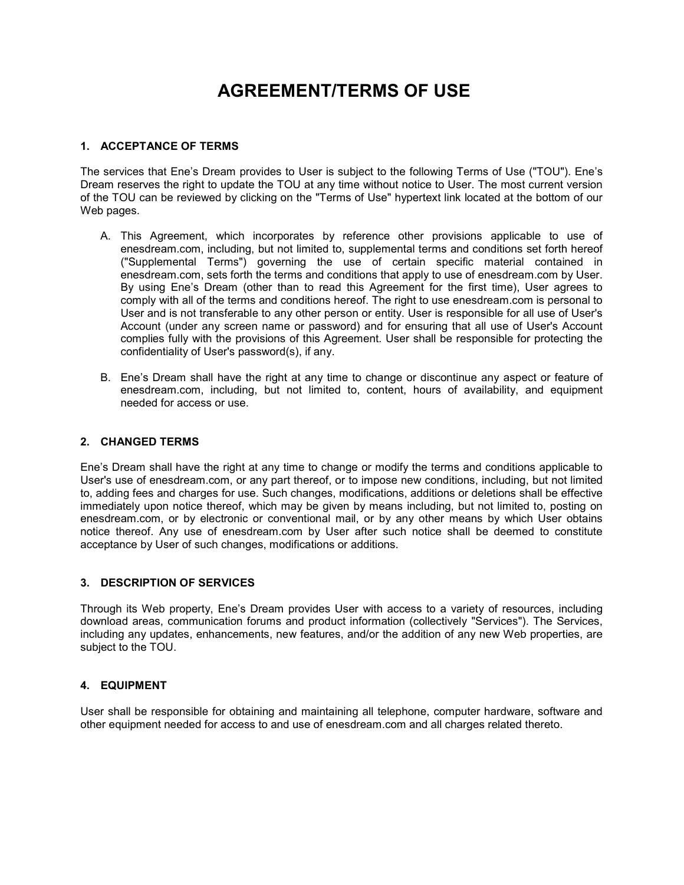# AGREEMENT/TERMS OF USE

## 1. ACCEPTANCE OF TERMS

The services that Ene's Dream provides to User is subject to the following Terms of Use ("TOU"). Ene's Dream reserves the right to update the TOU at any time without notice to User. The most current version of the TOU can be reviewed by clicking on the "Terms of Use" hypertext link located at the bottom of our Web pages.

A. This Agreement, which incorporates by reference other provisions applicable to use of enesdream.com, including, but not limited to, supplemental terms and conditions set forth hereof ("Supplemental Terms") governing the use of certain specific material contained in enesdream.com, sets forth the terms and conditions that apply to use of enesdream.com by User. By using Ene's Dream (other than to read this Agreement for the first time), User agrees to comply with all of the terms and conditions hereof. The right to use enesdream.com is personal to User and is not transferable to any other person or entity. User is responsible for all use of User's Account (under any screen name or password) and for ensuring that all use of User's Account complies fully with the provisions of this Agreement. User shall be responsible for protecting the confidentiality of User's password(s), if any.

B. Ene's Dream shall have the right at any time to change or discontinue any aspect or feature of enesdream.com, including, but not limited to, content, hours of availability, and equipment needed for access or use.

## 2. CHANGED TERMS

Ene's Dream shall have the right at any time to change or modify the terms and conditions applicable to User's use of enesdream.com, or any part thereof, or to impose new conditions, including, but not limited to, adding fees and charges for use. Such changes, modifications, additions or deletions shall be effective immediately upon notice thereof, which may be given by means including, but not limited to, posting on enesdream.com, or by electronic or conventional mail, or by any other means by which User obtains notice thereof. Any use of enesdream.com by User after such notice shall be deemed to constitute acceptance by User of such changes, modifications or additions.

## 3. DESCRIPTION OF SERVICES

Through its Web property, Ene's Dream provides User with access to a variety of resources, including download areas, communication forums and product information (collectively "Services"). The Services, including any updates, enhancements, new features, and/or the addition of any new Web properties, are subject to the TOU.

## 4. EQUIPMENT

User shall be responsible for obtaining and maintaining all telephone, computer hardware, software and other equipment needed for access to and use of enesdream.com and all charges related thereto.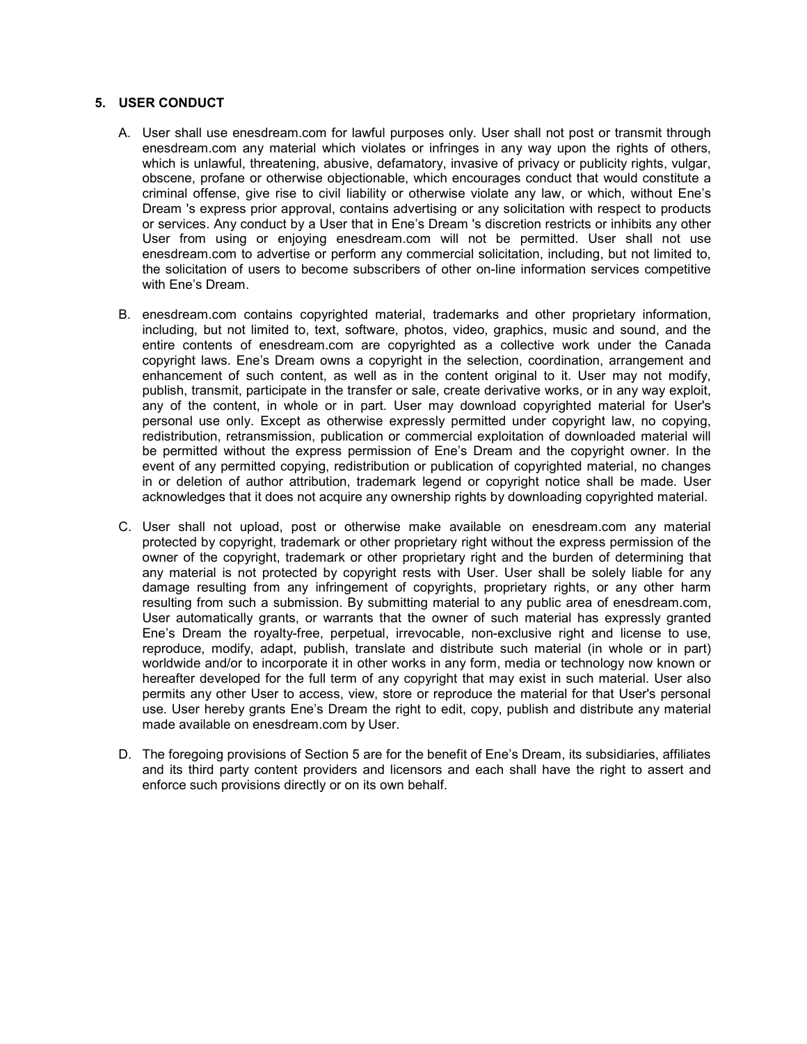## 5. USER CONDUCT

A. User shall use enesdream.com for lawful purposes only. User shall not post or transmit through enesdream.com any material which violates or infringes in any way upon the rights of others, which is unlawful, threatening, abusive, defamatory, invasive of privacy or publicity rights, vulgar, obscene, profane or otherwise objectionable, which encourages conduct that would constitute a criminal offense, give rise to civil liability or otherwise violate any law, or which, without Ene's Dream 's express prior approval, contains advertising or any solicitation with respect to products or services. Any conduct by a User that in Ene's Dream 's discretion restricts or inhibits any other User from using or enjoying enesdream.com will not be permitted. User shall not use enesdream.com to advertise or perform any commercial solicitation, including, but not limited to, the solicitation of users to become subscribers of other on-line information services competitive with Ene's Dream.

B. enesdream.com contains copyrighted material, trademarks and other proprietary information, including, but not limited to, text, software, photos, video, graphics, music and sound, and the entire contents of enesdream.com are copyrighted as a collective work under the Canada copyright laws. Ene's Dream owns a copyright in the selection, coordination, arrangement and enhancement of such content, as well as in the content original to it. User may not modify, publish, transmit, participate in the transfer or sale, create derivative works, or in any way exploit, any of the content, in whole or in part. User may download copyrighted material for User's personal use only. Except as otherwise expressly permitted under copyright law, no copying, redistribution, retransmission, publication or commercial exploitation of downloaded material will be permitted without the express permission of Ene's Dream and the copyright owner. In the event of any permitted copying, redistribution or publication of copyrighted material, no changes in or deletion of author attribution, trademark legend or copyright notice shall be made. User acknowledges that it does not acquire any ownership rights by downloading copyrighted material.

C. User shall not upload, post or otherwise make available on enesdream.com any material protected by copyright, trademark or other proprietary right without the express permission of the owner of the copyright, trademark or other proprietary right and the burden of determining that any material is not protected by copyright rests with User. User shall be solely liable for any damage resulting from any infringement of copyrights, proprietary rights, or any other harm resulting from such a submission. By submitting material to any public area of enesdream.com, User automatically grants, or warrants that the owner of such material has expressly granted Ene's Dream the royalty-free, perpetual, irrevocable, non-exclusive right and license to use, reproduce, modify, adapt, publish, translate and distribute such material (in whole or in part) worldwide and/or to incorporate it in other works in any form, media or technology now known or hereafter developed for the full term of any copyright that may exist in such material. User also permits any other User to access, view, store or reproduce the material for that User's personal use. User hereby grants Ene's Dream the right to edit, copy, publish and distribute any material made available on enesdream.com by User.

D. The foregoing provisions of Section 5 are for the benefit of Ene's Dream, its subsidiaries, affiliates and its third party content providers and licensors and each shall have the right to assert and enforce such provisions directly or on its own behalf.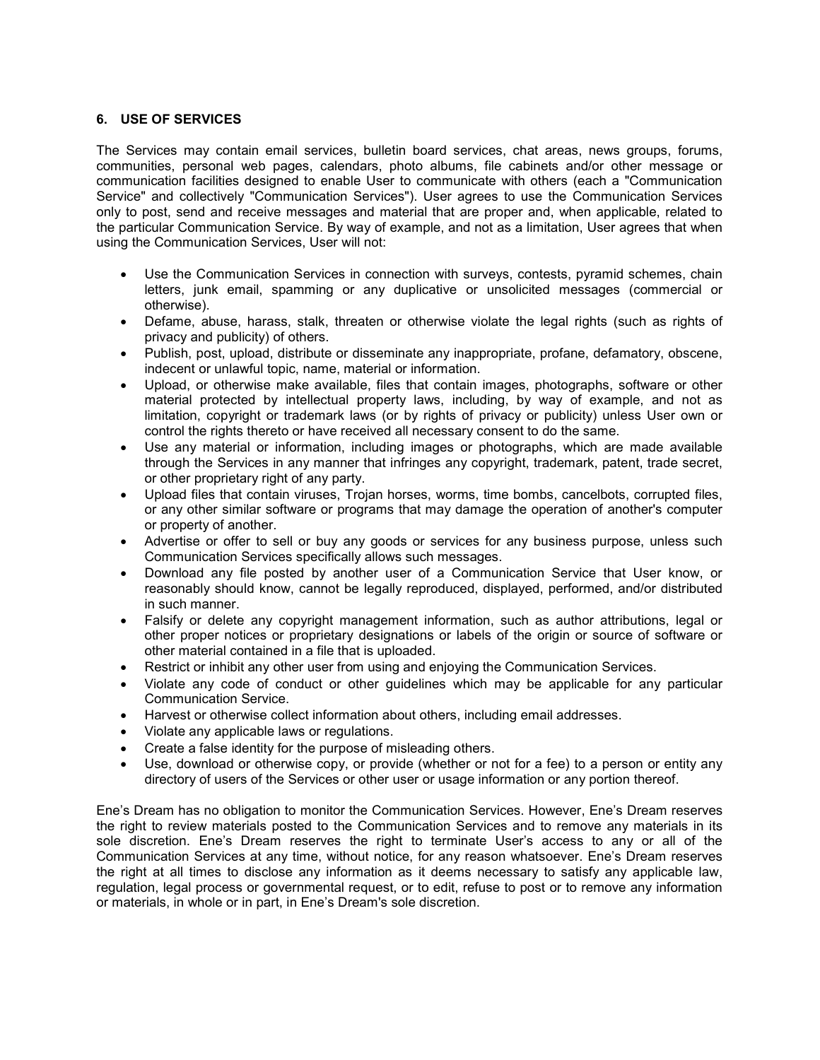## 6. USE OF SERVICES

The Services may contain email services, bulletin board services, chat areas, news groups, forums, communities, personal web pages, calendars, photo albums, file cabinets and/or other message or communication facilities designed to enable User to communicate with others (each a "Communication Service" and collectively "Communication Services"). User agrees to use the Communication Services only to post, send and receive messages and material that are proper and, when applicable, related to the particular Communication Service. By way of example, and not as a limitation, User agrees that when using the Communication Services, User will not:

- Use the Communication Services in connection with surveys, contests, pyramid schemes, chain letters, junk email, spamming or any duplicative or unsolicited messages (commercial or otherwise).
- Defame, abuse, harass, stalk, threaten or otherwise violate the legal rights (such as rights of privacy and publicity) of others.
- Publish, post, upload, distribute or disseminate any inappropriate, profane, defamatory, obscene, indecent or unlawful topic, name, material or information.
- Upload, or otherwise make available, files that contain images, photographs, software or other material protected by intellectual property laws, including, by way of example, and not as limitation, copyright or trademark laws (or by rights of privacy or publicity) unless User own or control the rights thereto or have received all necessary consent to do the same.
- Use any material or information, including images or photographs, which are made available through the Services in any manner that infringes any copyright, trademark, patent, trade secret, or other proprietary right of any party.
- Upload files that contain viruses, Trojan horses, worms, time bombs, cancelbots, corrupted files, or any other similar software or programs that may damage the operation of another's computer or property of another.
- Advertise or offer to sell or buy any goods or services for any business purpose, unless such Communication Services specifically allows such messages.
- Download any file posted by another user of a Communication Service that User know, or reasonably should know, cannot be legally reproduced, displayed, performed, and/or distributed in such manner.
- Falsify or delete any copyright management information, such as author attributions, legal or other proper notices or proprietary designations or labels of the origin or source of software or other material contained in a file that is uploaded.
- Restrict or inhibit any other user from using and enjoying the Communication Services.
- Violate any code of conduct or other guidelines which may be applicable for any particular Communication Service.
- Harvest or otherwise collect information about others, including email addresses.
- Violate any applicable laws or regulations.
- Create a false identity for the purpose of misleading others.
- Use, download or otherwise copy, or provide (whether or not for a fee) to a person or entity any directory of users of the Services or other user or usage information or any portion thereof.

Ene's Dream has no obligation to monitor the Communication Services. However, Ene's Dream reserves the right to review materials posted to the Communication Services and to remove any materials in its sole discretion. Ene's Dream reserves the right to terminate User's access to any or all of the Communication Services at any time, without notice, for any reason whatsoever. Ene's Dream reserves the right at all times to disclose any information as it deems necessary to satisfy any applicable law, regulation, legal process or governmental request, or to edit, refuse to post or to remove any information or materials, in whole or in part, in Ene's Dream's sole discretion.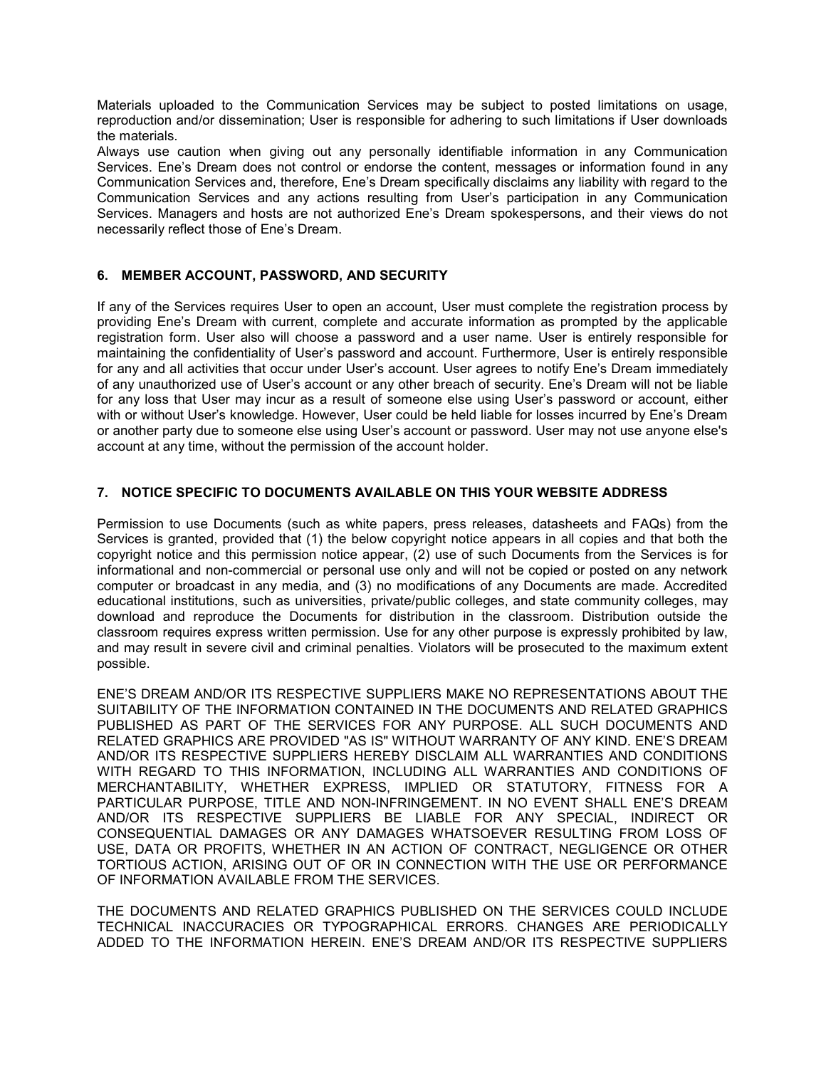Materials uploaded to the Communication Services may be subject to posted limitations on usage, reproduction and/or dissemination; User is responsible for adhering to such limitations if User downloads the materials.

Always use caution when giving out any personally identifiable information in any Communication Services. Ene's Dream does not control or endorse the content, messages or information found in any Communication Services and, therefore, Ene's Dream specifically disclaims any liability with regard to the Communication Services and any actions resulting from User's participation in any Communication Services. Managers and hosts are not authorized Ene's Dream spokespersons, and their views do not necessarily reflect those of Ene's Dream.

## 6. MEMBER ACCOUNT, PASSWORD, AND SECURITY

If any of the Services requires User to open an account, User must complete the registration process by providing Ene's Dream with current, complete and accurate information as prompted by the applicable registration form. User also will choose a password and a user name. User is entirely responsible for maintaining the confidentiality of User's password and account. Furthermore, User is entirely responsible for any and all activities that occur under User's account. User agrees to notify Ene's Dream immediately of any unauthorized use of User's account or any other breach of security. Ene's Dream will not be liable for any loss that User may incur as a result of someone else using User's password or account, either with or without User's knowledge. However, User could be held liable for losses incurred by Ene's Dream or another party due to someone else using User's account or password. User may not use anyone else's account at any time, without the permission of the account holder.

## 7. NOTICE SPECIFIC TO DOCUMENTS AVAILABLE ON THIS YOUR WEBSITE ADDRESS

Permission to use Documents (such as white papers, press releases, datasheets and FAQs) from the Services is granted, provided that (1) the below copyright notice appears in all copies and that both the copyright notice and this permission notice appear, (2) use of such Documents from the Services is for informational and non-commercial or personal use only and will not be copied or posted on any network computer or broadcast in any media, and (3) no modifications of any Documents are made. Accredited educational institutions, such as universities, private/public colleges, and state community colleges, may download and reproduce the Documents for distribution in the classroom. Distribution outside the classroom requires express written permission. Use for any other purpose is expressly prohibited by law, and may result in severe civil and criminal penalties. Violators will be prosecuted to the maximum extent possible.

ENE'S DREAM AND/OR ITS RESPECTIVE SUPPLIERS MAKE NO REPRESENTATIONS ABOUT THE SUITABILITY OF THE INFORMATION CONTAINED IN THE DOCUMENTS AND RELATED GRAPHICS PUBLISHED AS PART OF THE SERVICES FOR ANY PURPOSE. ALL SUCH DOCUMENTS AND RELATED GRAPHICS ARE PROVIDED "AS IS" WITHOUT WARRANTY OF ANY KIND. ENE'S DREAM AND/OR ITS RESPECTIVE SUPPLIERS HEREBY DISCLAIM ALL WARRANTIES AND CONDITIONS WITH REGARD TO THIS INFORMATION, INCLUDING ALL WARRANTIES AND CONDITIONS OF MERCHANTABILITY, WHETHER EXPRESS, IMPLIED OR STATUTORY, FITNESS FOR A PARTICULAR PURPOSE, TITLE AND NON-INFRINGEMENT. IN NO EVENT SHALL ENE'S DREAM AND/OR ITS RESPECTIVE SUPPLIERS BE LIABLE FOR ANY SPECIAL, INDIRECT OR CONSEQUENTIAL DAMAGES OR ANY DAMAGES WHATSOEVER RESULTING FROM LOSS OF USE, DATA OR PROFITS, WHETHER IN AN ACTION OF CONTRACT, NEGLIGENCE OR OTHER TORTIOUS ACTION, ARISING OUT OF OR IN CONNECTION WITH THE USE OR PERFORMANCE OF INFORMATION AVAILABLE FROM THE SERVICES.

THE DOCUMENTS AND RELATED GRAPHICS PUBLISHED ON THE SERVICES COULD INCLUDE TECHNICAL INACCURACIES OR TYPOGRAPHICAL ERRORS. CHANGES ARE PERIODICALLY ADDED TO THE INFORMATION HEREIN. ENE'S DREAM AND/OR ITS RESPECTIVE SUPPLIERS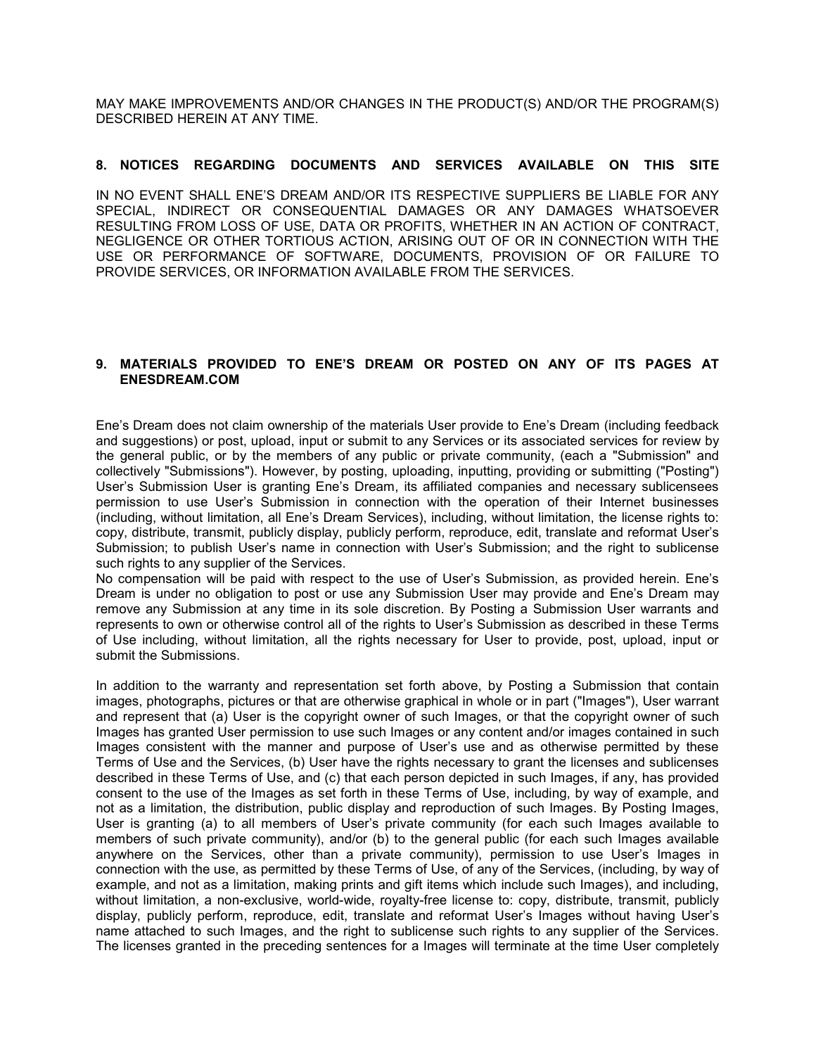MAY MAKE IMPROVEMENTS AND/OR CHANGES IN THE PRODUCT(S) AND/OR THE PROGRAM(S) DESCRIBED HEREIN AT ANY TIME.

## 8. NOTICES REGARDING DOCUMENTS AND SERVICES AVAILABLE ON THIS SITE

IN NO EVENT SHALL ENE'S DREAM AND/OR ITS RESPECTIVE SUPPLIERS BE LIABLE FOR ANY SPECIAL, INDIRECT OR CONSEQUENTIAL DAMAGES OR ANY DAMAGES WHATSOEVER RESULTING FROM LOSS OF USE, DATA OR PROFITS, WHETHER IN AN ACTION OF CONTRACT, NEGLIGENCE OR OTHER TORTIOUS ACTION, ARISING OUT OF OR IN CONNECTION WITH THE USE OR PERFORMANCE OF SOFTWARE, DOCUMENTS, PROVISION OF OR FAILURE TO PROVIDE SERVICES, OR INFORMATION AVAILABLE FROM THE SERVICES.

## 9. MATERIALS PROVIDED TO ENE'S DREAM OR POSTED ON ANY OF ITS PAGES AT ENESDREAM.COM

Ene's Dream does not claim ownership of the materials User provide to Ene's Dream (including feedback and suggestions) or post, upload, input or submit to any Services or its associated services for review by the general public, or by the members of any public or private community, (each a "Submission" and collectively "Submissions"). However, by posting, uploading, inputting, providing or submitting ("Posting") User's Submission User is granting Ene's Dream, its affiliated companies and necessary sublicensees permission to use User's Submission in connection with the operation of their Internet businesses (including, without limitation, all Ene's Dream Services), including, without limitation, the license rights to: copy, distribute, transmit, publicly display, publicly perform, reproduce, edit, translate and reformat User's Submission; to publish User's name in connection with User's Submission; and the right to sublicense such rights to any supplier of the Services.

No compensation will be paid with respect to the use of User's Submission, as provided herein. Ene's Dream is under no obligation to post or use any Submission User may provide and Ene's Dream may remove any Submission at any time in its sole discretion. By Posting a Submission User warrants and represents to own or otherwise control all of the rights to User's Submission as described in these Terms of Use including, without limitation, all the rights necessary for User to provide, post, upload, input or submit the Submissions.

In addition to the warranty and representation set forth above, by Posting a Submission that contain images, photographs, pictures or that are otherwise graphical in whole or in part ("Images"), User warrant and represent that (a) User is the copyright owner of such Images, or that the copyright owner of such Images has granted User permission to use such Images or any content and/or images contained in such Images consistent with the manner and purpose of User's use and as otherwise permitted by these Terms of Use and the Services, (b) User have the rights necessary to grant the licenses and sublicenses described in these Terms of Use, and (c) that each person depicted in such Images, if any, has provided consent to the use of the Images as set forth in these Terms of Use, including, by way of example, and not as a limitation, the distribution, public display and reproduction of such Images. By Posting Images, User is granting (a) to all members of User's private community (for each such Images available to members of such private community), and/or (b) to the general public (for each such Images available anywhere on the Services, other than a private community), permission to use User's Images in connection with the use, as permitted by these Terms of Use, of any of the Services, (including, by way of example, and not as a limitation, making prints and gift items which include such Images), and including, without limitation, a non-exclusive, world-wide, royalty-free license to: copy, distribute, transmit, publicly display, publicly perform, reproduce, edit, translate and reformat User's Images without having User's name attached to such Images, and the right to sublicense such rights to any supplier of the Services. The licenses granted in the preceding sentences for a Images will terminate at the time User completely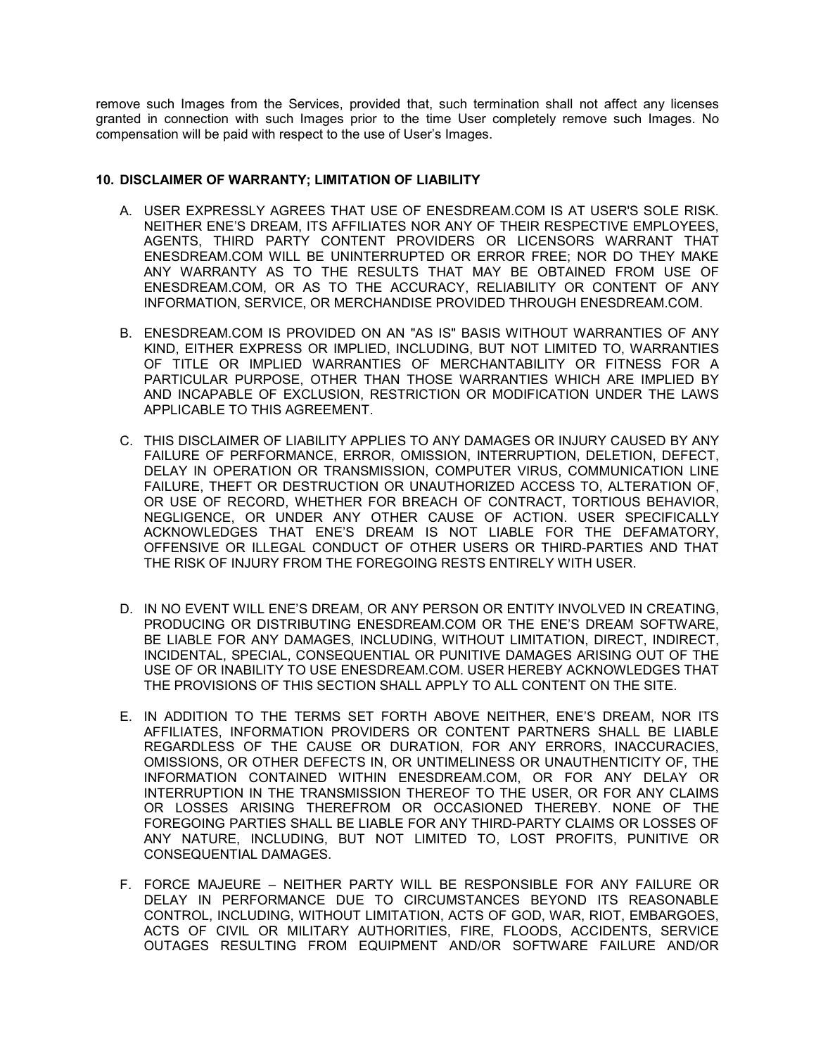remove such Images from the Services, provided that, such termination shall not affect any licenses granted in connection with such Images prior to the time User completely remove such Images. No compensation will be paid with respect to the use of User's Images.

## 10. DISCLAIMER OF WARRANTY; LIMITATION OF LIABILITY

A. USER EXPRESSLY AGREES THAT USE OF ENESDREAM.COM IS AT USER'S SOLE RISK. NEITHER ENE'S DREAM, ITS AFFILIATES NOR ANY OF THEIR RESPECTIVE EMPLOYEES, AGENTS, THIRD PARTY CONTENT PROVIDERS OR LICENSORS WARRANT THAT ENESDREAM.COM WILL BE UNINTERRUPTED OR ERROR FREE; NOR DO THEY MAKE ANY WARRANTY AS TO THE RESULTS THAT MAY BE OBTAINED FROM USE OF ENESDREAM.COM, OR AS TO THE ACCURACY, RELIABILITY OR CONTENT OF ANY INFORMATION, SERVICE, OR MERCHANDISE PROVIDED THROUGH ENESDREAM.COM.

B. ENESDREAM.COM IS PROVIDED ON AN "AS IS" BASIS WITHOUT WARRANTIES OF ANY KIND, EITHER EXPRESS OR IMPLIED, INCLUDING, BUT NOT LIMITED TO, WARRANTIES OF TITLE OR IMPLIED WARRANTIES OF MERCHANTABILITY OR FITNESS FOR A PARTICULAR PURPOSE, OTHER THAN THOSE WARRANTIES WHICH ARE IMPLIED BY AND INCAPABLE OF EXCLUSION, RESTRICTION OR MODIFICATION UNDER THE LAWS APPLICABLE TO THIS AGREEMENT.

C. THIS DISCLAIMER OF LIABILITY APPLIES TO ANY DAMAGES OR INJURY CAUSED BY ANY FAILURE OF PERFORMANCE, ERROR, OMISSION, INTERRUPTION, DELETION, DEFECT, DELAY IN OPERATION OR TRANSMISSION, COMPUTER VIRUS, COMMUNICATION LINE FAILURE, THEFT OR DESTRUCTION OR UNAUTHORIZED ACCESS TO, ALTERATION OF, OR USE OF RECORD, WHETHER FOR BREACH OF CONTRACT, TORTIOUS BEHAVIOR, NEGLIGENCE, OR UNDER ANY OTHER CAUSE OF ACTION. USER SPECIFICALLY ACKNOWLEDGES THAT ENE'S DREAM IS NOT LIABLE FOR THE DEFAMATORY, OFFENSIVE OR ILLEGAL CONDUCT OF OTHER USERS OR THIRD-PARTIES AND THAT THE RISK OF INJURY FROM THE FOREGOING RESTS ENTIRELY WITH USER.

D. IN NO EVENT WILL ENE'S DREAM, OR ANY PERSON OR ENTITY INVOLVED IN CREATING, PRODUCING OR DISTRIBUTING ENESDREAM.COM OR THE ENE'S DREAM SOFTWARE, BE LIABLE FOR ANY DAMAGES, INCLUDING, WITHOUT LIMITATION, DIRECT, INDIRECT, INCIDENTAL, SPECIAL, CONSEQUENTIAL OR PUNITIVE DAMAGES ARISING OUT OF THE USE OF OR INABILITY TO USE ENESDREAM.COM. USER HEREBY ACKNOWLEDGES THAT THE PROVISIONS OF THIS SECTION SHALL APPLY TO ALL CONTENT ON THE SITE.

E. IN ADDITION TO THE TERMS SET FORTH ABOVE NEITHER, ENE'S DREAM, NOR ITS AFFILIATES, INFORMATION PROVIDERS OR CONTENT PARTNERS SHALL BE LIABLE REGARDLESS OF THE CAUSE OR DURATION, FOR ANY ERRORS, INACCURACIES, OMISSIONS, OR OTHER DEFECTS IN, OR UNTIMELINESS OR UNAUTHENTICITY OF, THE INFORMATION CONTAINED WITHIN ENESDREAM.COM, OR FOR ANY DELAY OR INTERRUPTION IN THE TRANSMISSION THEREOF TO THE USER, OR FOR ANY CLAIMS OR LOSSES ARISING THEREFROM OR OCCASIONED THEREBY. NONE OF THE FOREGOING PARTIES SHALL BE LIABLE FOR ANY THIRD-PARTY CLAIMS OR LOSSES OF ANY NATURE, INCLUDING, BUT NOT LIMITED TO, LOST PROFITS, PUNITIVE OR CONSEQUENTIAL DAMAGES.

F. FORCE MAJEURE – NEITHER PARTY WILL BE RESPONSIBLE FOR ANY FAILURE OR DELAY IN PERFORMANCE DUE TO CIRCUMSTANCES BEYOND ITS REASONABLE CONTROL, INCLUDING, WITHOUT LIMITATION, ACTS OF GOD, WAR, RIOT, EMBARGOES, ACTS OF CIVIL OR MILITARY AUTHORITIES, FIRE, FLOODS, ACCIDENTS, SERVICE OUTAGES RESULTING FROM EQUIPMENT AND/OR SOFTWARE FAILURE AND/OR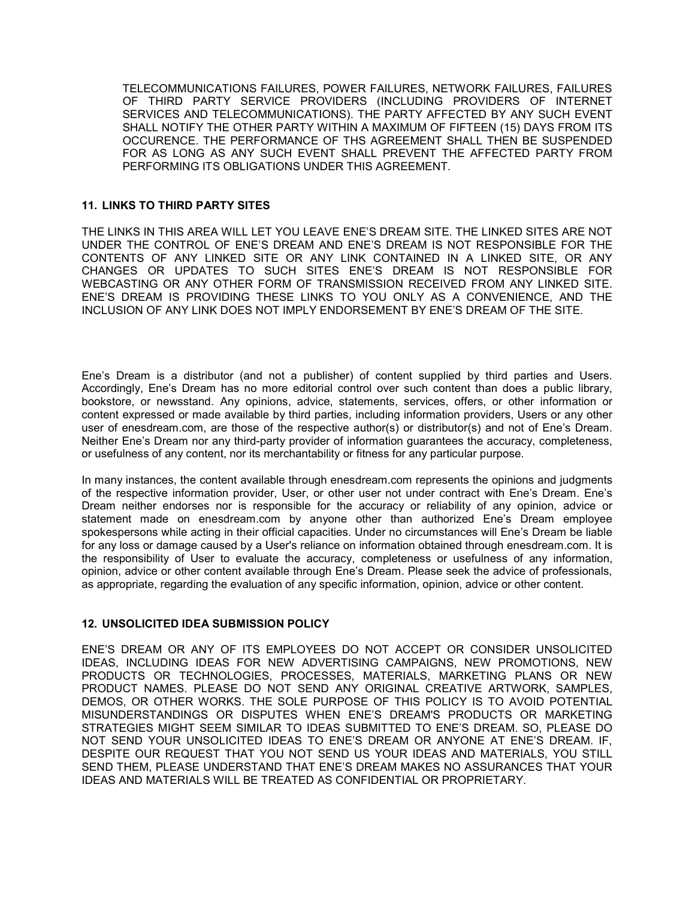TELECOMMUNICATIONS FAILURES, POWER FAILURES, NETWORK FAILURES, FAILURES OF THIRD PARTY SERVICE PROVIDERS (INCLUDING PROVIDERS OF INTERNET SERVICES AND TELECOMMUNICATIONS). THE PARTY AFFECTED BY ANY SUCH EVENT SHALL NOTIFY THE OTHER PARTY WITHIN A MAXIMUM OF FIFTEEN (15) DAYS FROM ITS OCCURENCE. THE PERFORMANCE OF THS AGREEMENT SHALL THEN BE SUSPENDED FOR AS LONG AS ANY SUCH EVENT SHALL PREVENT THE AFFECTED PARTY FROM PERFORMING ITS OBLIGATIONS UNDER THIS AGREEMENT.

**11. LINKS TO THIRD PARTY SITES**

THE LINKS IN THIS AREA WILL LET YOU LEAVE ENE'S DREAM SITE. THE LINKED SITES ARE NOT UNDER THE CONTROL OF ENE'S DREAM AND ENE'S DREAM IS NOT RESPONSIBLE FOR THE CONTENTS OF ANY LINKED SITE OR ANY LINK CONTAINED IN A LINKED SITE, OR ANY CHANGES OR UPDATES TO SUCH SITES ENE'S DREAM IS NOT RESPONSIBLE FOR WEBCASTING OR ANY OTHER FORM OF TRANSMISSION RECEIVED FROM ANY LINKED SITE. ENE'S DREAM IS PROVIDING THESE LINKS TO YOU ONLY AS A CONVENIENCE, AND THE INCLUSION OF ANY LINK DOES NOT IMPLY ENDORSEMENT BY ENE'S DREAM OF THE SITE.

Ene's Dream is a distributor (and not a publisher) of content supplied by third parties and Users. Accordingly, Ene's Dream has no more editorial control over such content than does a public library, bookstore, or newsstand. Any opinions, advice, statements, services, offers, or other information or content expressed or made available by third parties, including information providers, Users or any other user of enesdream.com, are those of the respective author(s) or distributor(s) and not of Ene's Dream. Neither Ene's Dream nor any third-party provider of information guarantees the accuracy, completeness, or usefulness of any content, nor its merchantability or fitness for any particular purpose.

In many instances, the content available through enesdream.com represents the opinions and judgments of the respective information provider, User, or other user not under contract with Ene's Dream. Ene's Dream neither endorses nor is responsible for the accuracy or reliability of any opinion, advice or statement made on enesdream.com by anyone other than authorized Ene's Dream employee spokespersons while acting in their official capacities. Under no circumstances will Ene's Dream be liable for any loss or damage caused by a User's reliance on information obtained through enesdream.com. It is the responsibility of User to evaluate the accuracy, completeness or usefulness of any information, opinion, advice or other content available through Ene's Dream. Please seek the advice of professionals, as appropriate, regarding the evaluation of any specific information, opinion, advice or other content.

**12. UNSOLICITED IDEA SUBMISSION POLICY**

ENE'S DREAM OR ANY OF ITS EMPLOYEES DO NOT ACCEPT OR CONSIDER UNSOLICITED IDEAS, INCLUDING IDEAS FOR NEW ADVERTISING CAMPAIGNS, NEW PROMOTIONS, NEW PRODUCTS OR TECHNOLOGIES, PROCESSES, MATERIALS, MARKETING PLANS OR NEW PRODUCT NAMES. PLEASE DO NOT SEND ANY ORIGINAL CREATIVE ARTWORK, SAMPLES, DEMOS, OR OTHER WORKS. THE SOLE PURPOSE OF THIS POLICY IS TO AVOID POTENTIAL MISUNDERSTANDINGS OR DISPUTES WHEN ENE'S DREAM'S PRODUCTS OR MARKETING STRATEGIES MIGHT SEEM SIMILAR TO IDEAS SUBMITTED TO ENE'S DREAM. SO, PLEASE DO NOT SEND YOUR UNSOLICITED IDEAS TO ENE'S DREAM OR ANYONE AT ENE'S DREAM. IF, DESPITE OUR REQUEST THAT YOU NOT SEND US YOUR IDEAS AND MATERIALS, YOU STILL SEND THEM, PLEASE UNDERSTAND THAT ENE'S DREAM MAKES NO ASSURANCES THAT YOUR IDEAS AND MATERIALS WILL BE TREATED AS CONFIDENTIAL OR PROPRIETARY.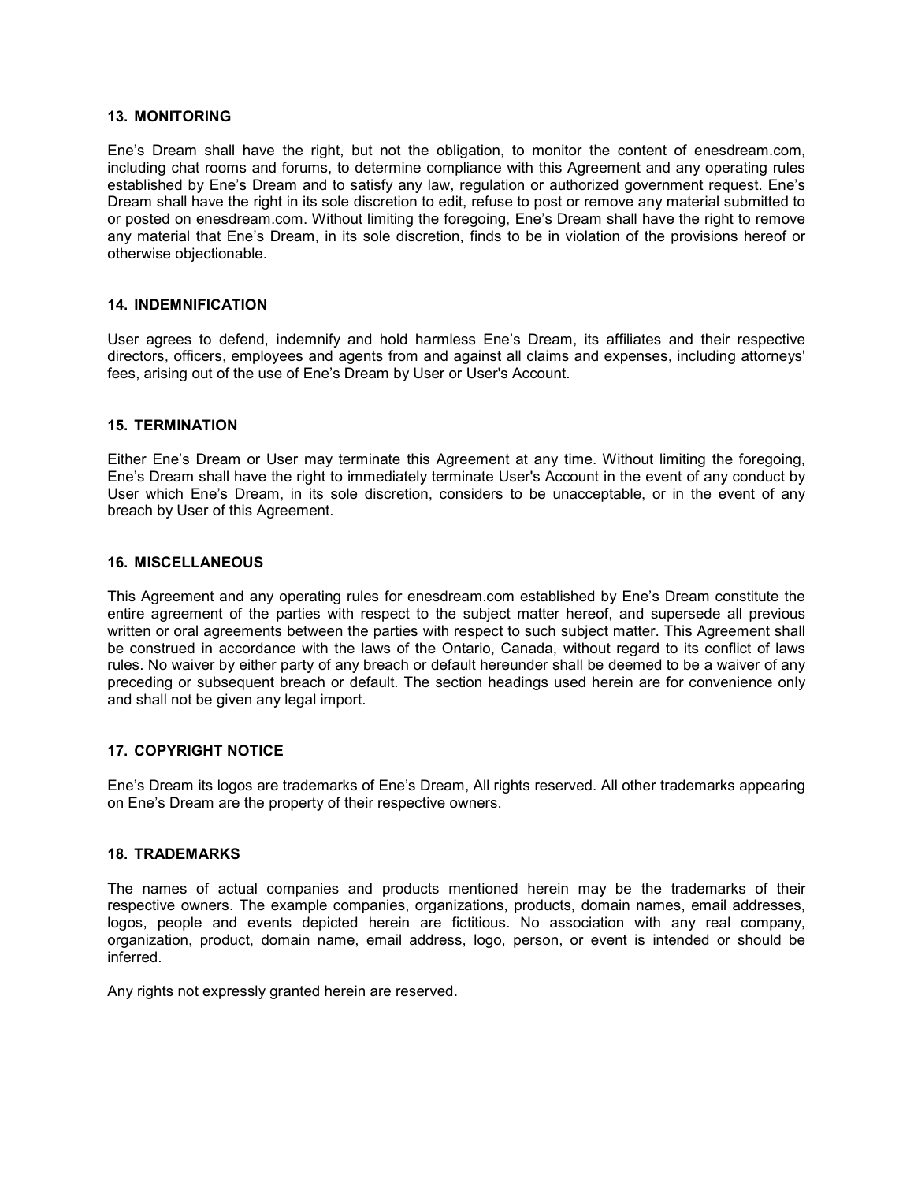## 13. MONITORING

Ene's Dream shall have the right, but not the obligation, to monitor the content of enesdream.com, including chat rooms and forums, to determine compliance with this Agreement and any operating rules established by Ene's Dream and to satisfy any law, regulation or authorized government request. Ene's Dream shall have the right in its sole discretion to edit, refuse to post or remove any material submitted to or posted on enesdream.com. Without limiting the foregoing, Ene's Dream shall have the right to remove any material that Ene's Dream, in its sole discretion, finds to be in violation of the provisions hereof or otherwise objectionable.

## 14. INDEMNIFICATION

User agrees to defend, indemnify and hold harmless Ene's Dream, its affiliates and their respective directors, officers, employees and agents from and against all claims and expenses, including attorneys' fees, arising out of the use of Ene's Dream by User or User's Account.

## 15. TERMINATION

Either Ene's Dream or User may terminate this Agreement at any time. Without limiting the foregoing, Ene's Dream shall have the right to immediately terminate User's Account in the event of any conduct by User which Ene's Dream, in its sole discretion, considers to be unacceptable, or in the event of any breach by User of this Agreement.

## 16. MISCELLANEOUS

This Agreement and any operating rules for enesdream.com established by Ene's Dream constitute the entire agreement of the parties with respect to the subject matter hereof, and supersede all previous written or oral agreements between the parties with respect to such subject matter. This Agreement shall be construed in accordance with the laws of the Ontario, Canada, without regard to its conflict of laws rules. No waiver by either party of any breach or default hereunder shall be deemed to be a waiver of any preceding or subsequent breach or default. The section headings used herein are for convenience only and shall not be given any legal import.

## 17. COPYRIGHT NOTICE

Ene's Dream its logos are trademarks of Ene's Dream, All rights reserved. All other trademarks appearing on Ene's Dream are the property of their respective owners.

## 18. TRADEMARKS

The names of actual companies and products mentioned herein may be the trademarks of their respective owners. The example companies, organizations, products, domain names, email addresses, logos, people and events depicted herein are fictitious. No association with any real company, organization, product, domain name, email address, logo, person, or event is intended or should be inferred.

Any rights not expressly granted herein are reserved.